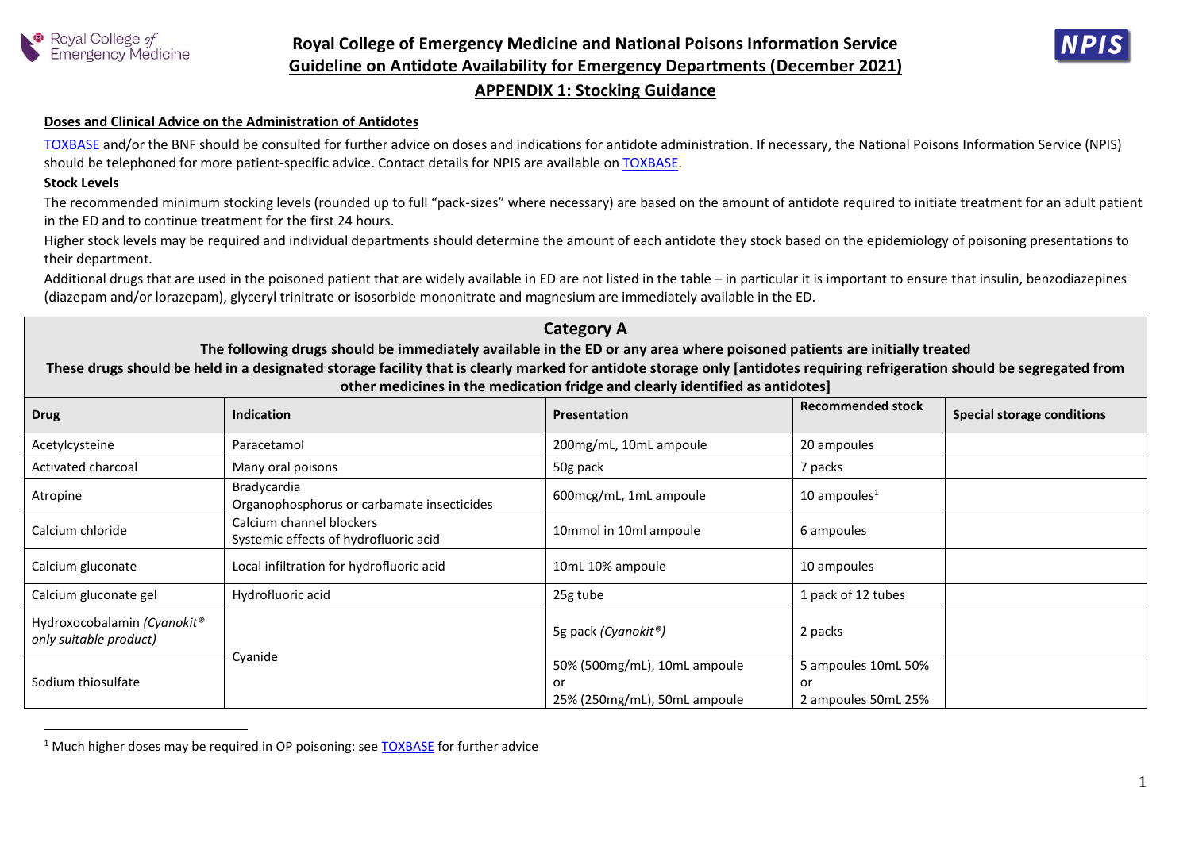# Royal College of Emergency Medicine and National Poisons Information Service Guideline on Antidote Availability for Emergency Departments (December 2021)

## APPENDIX 1: Stocking Guidance

**Doses and Clinical Advice on the Administration of Antidotes**

TOXBASE and/or the BNF should be consulted for further advice on doses and indications for antidote administration. If necessary, the National Poisons Information Service (NPIS) should be telephoned for more patient-specific advice. Contact details for NPIS are available on TOXBASE.

**Stock Levels**

The recommended minimum stocking levels (rounded up to full "pack-sizes" where necessary) are based on the amount of antidote required to initiate treatment for an adult patient in the ED and to continue treatment for the first 24 hours.

Higher stock levels may be required and individual departments should determine the amount of each antidote they stock based on the epidemiology of poisoning presentations to their department.

Additional drugs that are used in the poisoned patient that are widely available in ED are not listed in the table – in particular it is important to ensure that insulin, benzodiazepines (diazepam and/or lorazepam), glyceryl trinitrate or isosorbide mononitrate and magnesium are immediately available in the ED.

**Category A**

**The following drugs should be immediately available in the ED or any area where poisoned patients are initially treated**

**These drugs should be held in a designated storage facility that is clearly marked for antidote storage only [antidotes requiring refrigeration should be segregated from other medicines in the medication fridge and clearly identified as antidotes]**

| Drug | Indication | Presentation | Recommended stock | Special storage conditions |
|---|---|---|---|---|
| Acetylcysteine | Paracetamol | 200mg/mL, 10mL ampoule | 20 ampoules | |
| Activated charcoal | Many oral poisons | 50g pack | 7 packs | |
| Atropine | Bradycardia<br>Organophosphorus or carbamate insecticides | 600mcg/mL, 1mL ampoule | 10 ampoules[1] | |
| Calcium chloride | Calcium channel blockers<br>Systemic effects of hydrofluoric acid | 10mmol in 10ml ampoule | 6 ampoules | |
| Calcium gluconate | Local infiltration for hydrofluoric acid | 10mL 10% ampoule | 10 ampoules | |
| Calcium gluconate gel | Hydrofluoric acid | 25g tube | 1 pack of 12 tubes | |
| Hydroxocobalamin *(Cyanokit® only suitable product)* | Cyanide | 5g pack *(Cyanokit®)* | 2 packs | |
| Sodium thiosulfate | Cyanide | 50% (500mg/mL), 10mL ampoule<br>or<br>25% (250mg/mL), 50mL ampoule | 5 ampoules 10mL 50%<br>or<br>2 ampoules 50mL 25% | |

[1] Much higher doses may be required in OP poisoning: see TOXBASE for further advice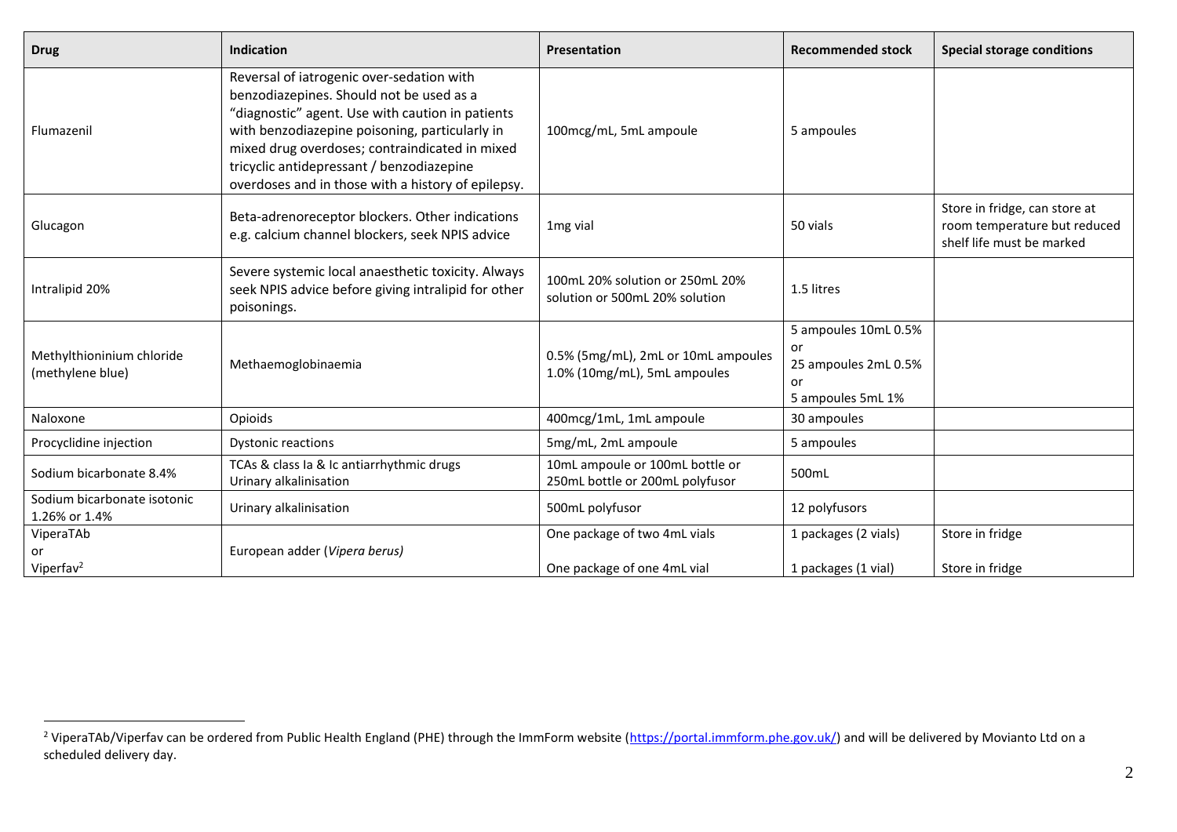| Drug | Indication | Presentation | Recommended stock | Special storage conditions |
|---|---|---|---|---|
| Flumazenil | Reversal of iatrogenic over-sedation with benzodiazepines. Should not be used as a "diagnostic" agent. Use with caution in patients with benzodiazepine poisoning, particularly in mixed drug overdoses; contraindicated in mixed tricyclic antidepressant / benzodiazepine overdoses and in those with a history of epilepsy. | 100mcg/mL, 5mL ampoule | 5 ampoules | |
| Glucagon | Beta-adrenoreceptor blockers. Other indications e.g. calcium channel blockers, seek NPIS advice | 1mg vial | 50 vials | Store in fridge, can store at room temperature but reduced shelf life must be marked |
| Intralipid 20% | Severe systemic local anaesthetic toxicity. Always seek NPIS advice before giving intralipid for other poisonings. | 100mL 20% solution or 250mL 20% solution or 500mL 20% solution | 1.5 litres | |
| Methylthioninium chloride (methylene blue) | Methaemoglobinaemia | 0.5% (5mg/mL), 2mL or 10mL ampoules<br>1.0% (10mg/mL), 5mL ampoules | 5 ampoules 10mL 0.5%<br>or<br>25 ampoules 2mL 0.5%<br>or<br>5 ampoules 5mL 1% | |
| Naloxone | Opioids | 400mcg/1mL, 1mL ampoule | 30 ampoules | |
| Procyclidine injection | Dystonic reactions | 5mg/mL, 2mL ampoule | 5 ampoules | |
| Sodium bicarbonate 8.4% | TCAs & class Ia & Ic antiarrhythmic drugs<br>Urinary alkalinisation | 10mL ampoule or 100mL bottle or 250mL bottle or 200mL polyfusor | 500mL | |
| Sodium bicarbonate isotonic 1.26% or 1.4% | Urinary alkalinisation | 500mL polyfusor | 12 polyfusors | |
| ViperaTAb<br>or<br>Viperfav[2] | European adder (*Vipera berus*) | One package of two 4mL vials<br><br>One package of one 4mL vial | 1 packages (2 vials)<br><br>1 packages (1 vial) | Store in fridge<br><br>Store in fridge |

[2] ViperaTAb/Viperfav can be ordered from Public Health England (PHE) through the ImmForm website (https://portal.immform.phe.gov.uk/) and will be delivered by Movianto Ltd on a scheduled delivery day.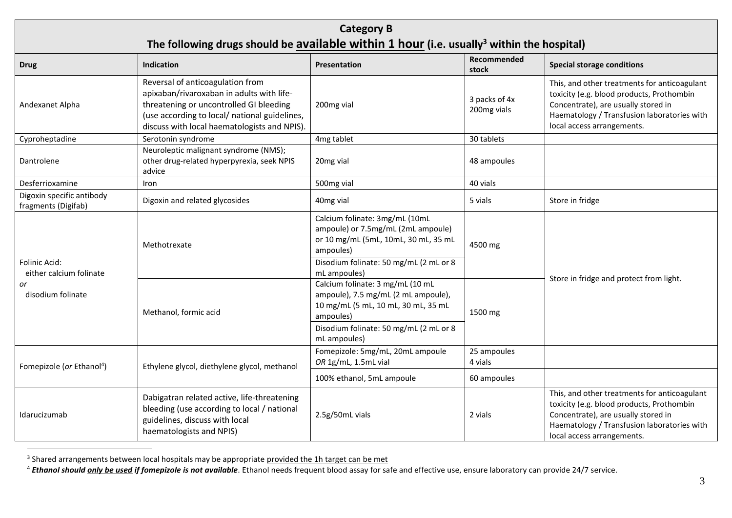**Category B**

**The following drugs should be available within 1 hour (i.e. usually[3] within the hospital)**

| Drug | Indication | Presentation | Recommended stock | Special storage conditions |
|---|---|---|---|---|
| Andexanet Alpha | Reversal of anticoagulation from apixaban/rivaroxaban in adults with life-threatening or uncontrolled GI bleeding (use according to local/ national guidelines, discuss with local haematologists and NPIS). | 200mg vial | 3 packs of 4x 200mg vials | This, and other treatments for anticoagulant toxicity (e.g. blood products, Prothombin Concentrate), are usually stored in Haematology / Transfusion laboratories with local access arrangements. |
| Cyproheptadine | Serotonin syndrome | 4mg tablet | 30 tablets | |
| Dantrolene | Neuroleptic malignant syndrome (NMS); other drug-related hyperpyrexia, seek NPIS advice | 20mg vial | 48 ampoules | |
| Desferrioxamine | Iron | 500mg vial | 40 vials | |
| Digoxin specific antibody fragments (Digifab) | Digoxin and related glycosides | 40mg vial | 5 vials | Store in fridge |
| Folinic Acid: either calcium folinate *or* disodium folinate | Methotrexate | Calcium folinate: 3mg/mL (10mL ampoule) or 7.5mg/mL (2mL ampoule) or 10 mg/mL (5mL, 10mL, 30 mL, 35 mL ampoules) | 4500 mg | Store in fridge and protect from light. |
| | | Disodium folinate: 50 mg/mL (2 mL or 8 mL ampoules) | | |
| | Methanol, formic acid | Calcium folinate: 3 mg/mL (10 mL ampoule), 7.5 mg/mL (2 mL ampoule), 10 mg/mL (5 mL, 10 mL, 30 mL, 35 mL ampoules) | 1500 mg | |
| | | Disodium folinate: 50 mg/mL (2 mL or 8 mL ampoules) | | |
| Fomepizole (*or* Ethanol[4]) | Ethylene glycol, diethylene glycol, methanol | Fomepizole: 5mg/mL, 20mL ampoule *OR* 1g/mL, 1.5mL vial | 25 ampoules 4 vials | |
| | | 100% ethanol, 5mL ampoule | 60 ampoules | |
| Idarucizumab | Dabigatran related active, life-threatening bleeding (use according to local / national guidelines, discuss with local haematologists and NPIS) | 2.5g/50mL vials | 2 vials | This, and other treatments for anticoagulant toxicity (e.g. blood products, Prothombin Concentrate), are usually stored in Haematology / Transfusion laboratories with local access arrangements. |

[3] Shared arrangements between local hospitals may be appropriate provided the 1h target can be met

[4] ***Ethanol should only be used if fomepizole is not available***. Ethanol needs frequent blood assay for safe and effective use, ensure laboratory can provide 24/7 service.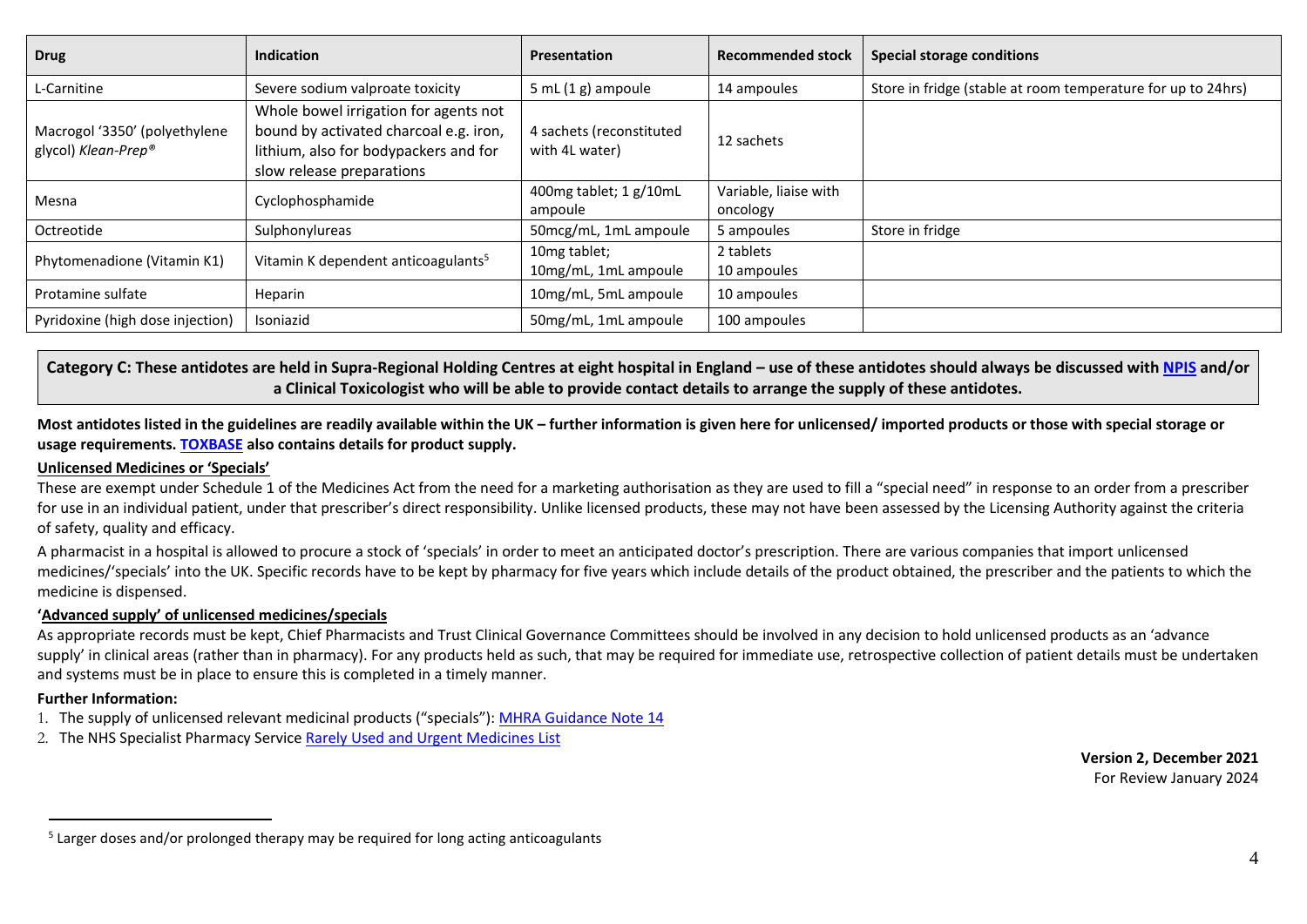| Drug | Indication | Presentation | Recommended stock | Special storage conditions |
| --- | --- | --- | --- | --- |
| L-Carnitine | Severe sodium valproate toxicity | 5 mL (1 g) ampoule | 14 ampoules | Store in fridge (stable at room temperature for up to 24hrs) |
| Macrogol '3350' (polyethylene glycol) *Klean-Prep®* | Whole bowel irrigation for agents not bound by activated charcoal e.g. iron, lithium, also for bodypackers and for slow release preparations | 4 sachets (reconstituted with 4L water) | 12 sachets | |
| Mesna | Cyclophosphamide | 400mg tablet; 1 g/10mL ampoule | Variable, liaise with oncology | |
| Octreotide | Sulphonylureas | 50mcg/mL, 1mL ampoule | 5 ampoules | Store in fridge |
| Phytomenadione (Vitamin K1) | Vitamin K dependent anticoagulants[5] | 10mg tablet; 10mg/mL, 1mL ampoule | 2 tablets 10 ampoules | |
| Protamine sulfate | Heparin | 10mg/mL, 5mL ampoule | 10 ampoules | |
| Pyridoxine (high dose injection) | Isoniazid | 50mg/mL, 1mL ampoule | 100 ampoules | |

**Category C: These antidotes are held in Supra-Regional Holding Centres at eight hospital in England – use of these antidotes should always be discussed with NPIS and/or a Clinical Toxicologist who will be able to provide contact details to arrange the supply of these antidotes.**

**Most antidotes listed in the guidelines are readily available within the UK – further information is given here for unlicensed/ imported products or those with special storage or usage requirements. TOXBASE also contains details for product supply.**

**Unlicensed Medicines or 'Specials'**

These are exempt under Schedule 1 of the Medicines Act from the need for a marketing authorisation as they are used to fill a "special need" in response to an order from a prescriber for use in an individual patient, under that prescriber's direct responsibility. Unlike licensed products, these may not have been assessed by the Licensing Authority against the criteria of safety, quality and efficacy.

A pharmacist in a hospital is allowed to procure a stock of 'specials' in order to meet an anticipated doctor's prescription. There are various companies that import unlicensed medicines/'specials' into the UK. Specific records have to be kept by pharmacy for five years which include details of the product obtained, the prescriber and the patients to which the medicine is dispensed.

**'Advanced supply' of unlicensed medicines/specials**

As appropriate records must be kept, Chief Pharmacists and Trust Clinical Governance Committees should be involved in any decision to hold unlicensed products as an 'advance supply' in clinical areas (rather than in pharmacy). For any products held as such, that may be required for immediate use, retrospective collection of patient details must be undertaken and systems must be in place to ensure this is completed in a timely manner.

**Further Information:**

1. The supply of unlicensed relevant medicinal products ("specials"): MHRA Guidance Note 14
2. The NHS Specialist Pharmacy Service Rarely Used and Urgent Medicines List

**Version 2, December 2021**
For Review January 2024

[5] Larger doses and/or prolonged therapy may be required for long acting anticoagulants